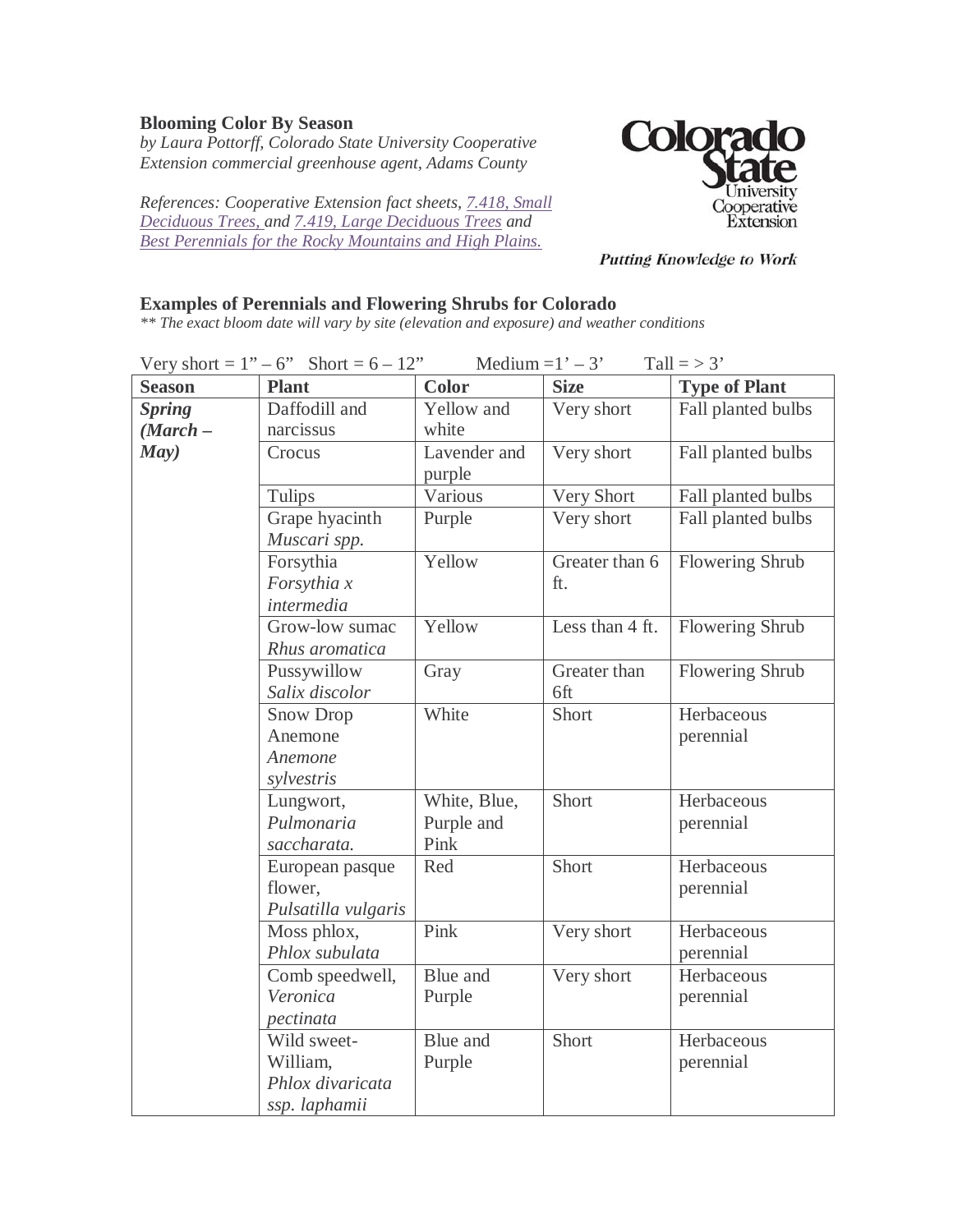**Blooming Color By Season**

*by Laura Pottorff, Colorado State University Cooperative Extension commercial greenhouse agent, Adams County*

*References: Cooperative Extension fact sheets, 7.418, Small Deciduous Trees, and 7.419, Large Deciduous Trees and Best Perennials for the Rocky Mountains and High Plains.*

Colorado State University Cooperative Extension

*Putting Knowledge to Work*

## Examples of Perennials and Flowering Shrubs for Colorado

*** The exact bloom date will vary by site (elevation and exposure) and weather conditions*

Very short = 1" – 6"   Short = 6 – 12"   Medium =1' – 3'   Tall = > 3'

| Season | Plant | Color | Size | Type of Plant |
|---|---|---|---|---|
| ***Spring (March – May)*** | Daffodill and narcissus | Yellow and white | Very short | Fall planted bulbs |
| | Crocus | Lavender and purple | Very short | Fall planted bulbs |
| | Tulips | Various | Very Short | Fall planted bulbs |
| | Grape hyacinth *Muscari spp.* | Purple | Very short | Fall planted bulbs |
| | Forsythia *Forsythia x intermedia* | Yellow | Greater than 6 ft. | Flowering Shrub |
| | Grow-low sumac *Rhus aromatica* | Yellow | Less than 4 ft. | Flowering Shrub |
| | Pussywillow *Salix discolor* | Gray | Greater than 6ft | Flowering Shrub |
| | Snow Drop Anemone *Anemone sylvestris* | White | Short | Herbaceous perennial |
| | Lungwort, *Pulmonaria saccharata.* | White, Blue, Purple and Pink | Short | Herbaceous perennial |
| | European pasque flower, *Pulsatilla vulgaris* | Red | Short | Herbaceous perennial |
| | Moss phlox, *Phlox subulata* | Pink | Very short | Herbaceous perennial |
| | Comb speedwell, *Veronica pectinata* | Blue and Purple | Very short | Herbaceous perennial |
| | Wild sweet-William, *Phlox divaricata ssp. laphamii* | Blue and Purple | Short | Herbaceous perennial |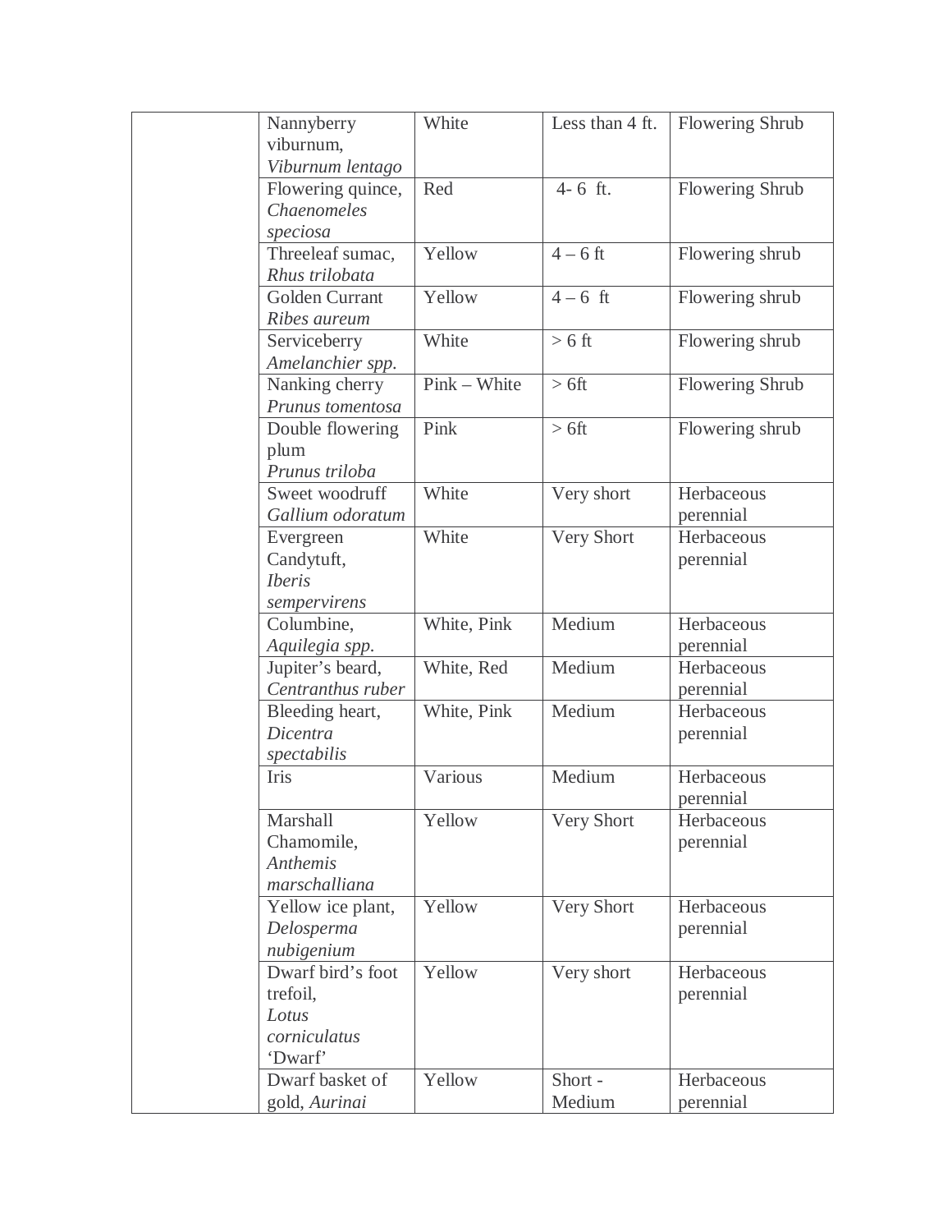| | | | | |
|---|---|---|---|---|
| | Nannyberry viburnum, *Viburnum lentago* | White | Less than 4 ft. | Flowering Shrub |
| | Flowering quince, *Chaenomeles speciosa* | Red | 4- 6 ft. | Flowering Shrub |
| | Threeleaf sumac, *Rhus trilobata* | Yellow | 4 – 6 ft | Flowering shrub |
| | Golden Currant *Ribes aureum* | Yellow | 4 – 6 ft | Flowering shrub |
| | Serviceberry *Amelanchier spp.* | White | > 6 ft | Flowering shrub |
| | Nanking cherry *Prunus tomentosa* | Pink – White | > 6ft | Flowering Shrub |
| | Double flowering plum *Prunus triloba* | Pink | > 6ft | Flowering shrub |
| | Sweet woodruff *Gallium odoratum* | White | Very short | Herbaceous perennial |
| | Evergreen Candytuft, *Iberis sempervirens* | White | Very Short | Herbaceous perennial |
| | Columbine, *Aquilegia spp.* | White, Pink | Medium | Herbaceous perennial |
| | Jupiter's beard, *Centranthus ruber* | White, Red | Medium | Herbaceous perennial |
| | Bleeding heart, *Dicentra spectabilis* | White, Pink | Medium | Herbaceous perennial |
| | Iris | Various | Medium | Herbaceous perennial |
| | Marshall Chamomile, *Anthemis marschalliana* | Yellow | Very Short | Herbaceous perennial |
| | Yellow ice plant, *Delosperma nubigenium* | Yellow | Very Short | Herbaceous perennial |
| | Dwarf bird's foot trefoil, *Lotus corniculatus* 'Dwarf' | Yellow | Very short | Herbaceous perennial |
| | Dwarf basket of gold, *Aurinai* | Yellow | Short - Medium | Herbaceous perennial |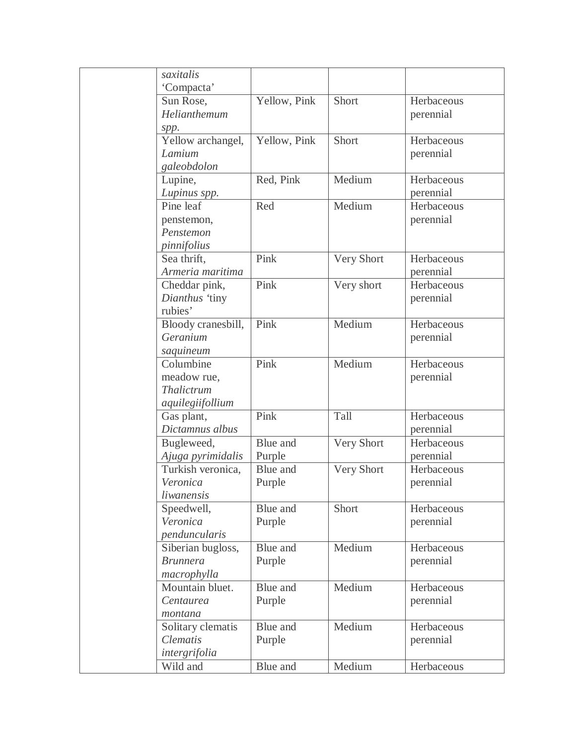| | | | | |
|---|---|---|---|---|
| | *saxitalis* 'Compacta' | | | |
| | Sun Rose, *Helianthemum spp.* | Yellow, Pink | Short | Herbaceous perennial |
| | Yellow archangel, *Lamium galeobdolon* | Yellow, Pink | Short | Herbaceous perennial |
| | Lupine, *Lupinus spp.* | Red, Pink | Medium | Herbaceous perennial |
| | Pine leaf penstemon, *Penstemon pinnifolius* | Red | Medium | Herbaceous perennial |
| | Sea thrift, *Armeria maritima* | Pink | Very Short | Herbaceous perennial |
| | Cheddar pink, *Dianthus '*tiny rubies' | Pink | Very short | Herbaceous perennial |
| | Bloody cranesbill, *Geranium saquineum* | Pink | Medium | Herbaceous perennial |
| | Columbine meadow rue, *Thalictrum aquilegiifollium* | Pink | Medium | Herbaceous perennial |
| | Gas plant, *Dictamnus albus* | Pink | Tall | Herbaceous perennial |
| | Bugleweed, *Ajuga pyrimidalis* | Blue and Purple | Very Short | Herbaceous perennial |
| | Turkish veronica, *Veronica liwanensis* | Blue and Purple | Very Short | Herbaceous perennial |
| | Speedwell, *Veronica penduncularis* | Blue and Purple | Short | Herbaceous perennial |
| | Siberian bugloss, *Brunnera macrophylla* | Blue and Purple | Medium | Herbaceous perennial |
| | Mountain bluet. *Centaurea montana* | Blue and Purple | Medium | Herbaceous perennial |
| | Solitary clematis *Clematis intergrifolia* | Blue and Purple | Medium | Herbaceous perennial |
| | Wild and | Blue and | Medium | Herbaceous |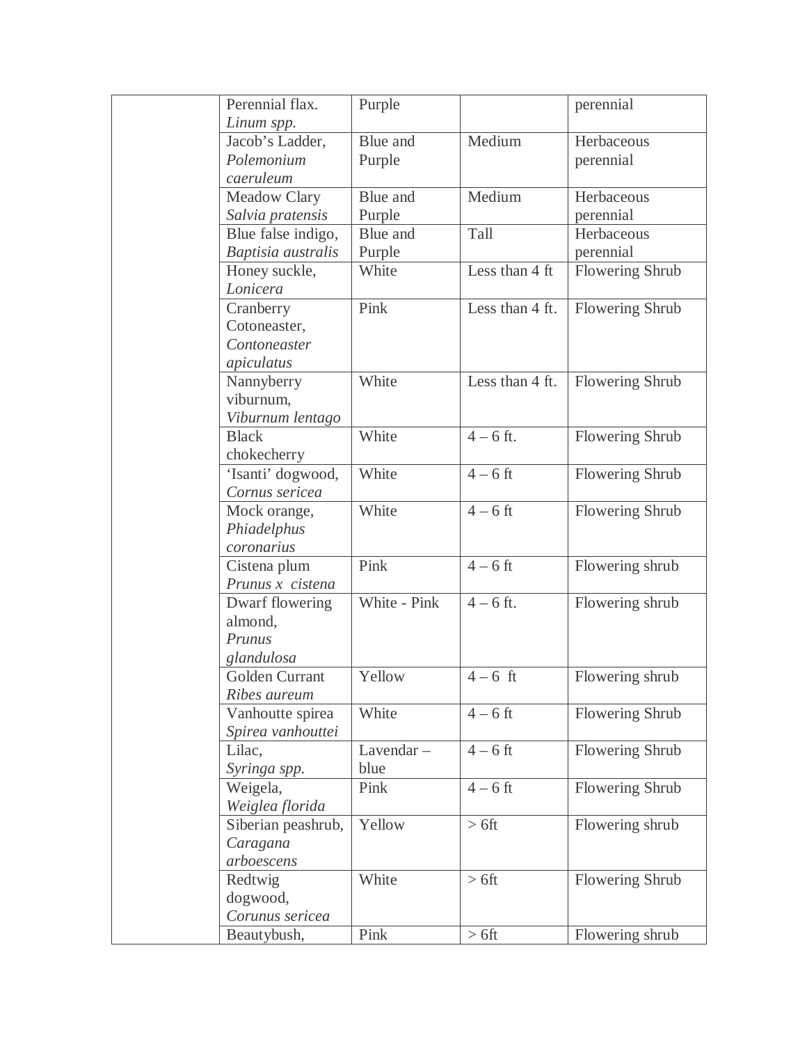| | | | | |
|---|---|---|---|---|
| | Perennial flax. *Linum spp.* | Purple | | perennial |
| | Jacob's Ladder, *Polemonium caeruleum* | Blue and Purple | Medium | Herbaceous perennial |
| | Meadow Clary *Salvia pratensis* | Blue and Purple | Medium | Herbaceous perennial |
| | Blue false indigo, *Baptisia australis* | Blue and Purple | Tall | Herbaceous perennial |
| | Honey suckle, *Lonicera* | White | Less than 4 ft | Flowering Shrub |
| | Cranberry Cotoneaster, *Contoneaster apiculatus* | Pink | Less than 4 ft. | Flowering Shrub |
| | Nannyberry viburnum, *Viburnum lentago* | White | Less than 4 ft. | Flowering Shrub |
| | Black chokecherry | White | 4 – 6 ft. | Flowering Shrub |
| | 'Isanti' dogwood, *Cornus sericea* | White | 4 – 6 ft | Flowering Shrub |
| | Mock orange, *Phiadelphus coronarius* | White | 4 – 6 ft | Flowering Shrub |
| | Cistena plum *Prunus x cistena* | Pink | 4 – 6 ft | Flowering shrub |
| | Dwarf flowering almond, *Prunus glandulosa* | White - Pink | 4 – 6 ft. | Flowering shrub |
| | Golden Currant *Ribes aureum* | Yellow | 4 – 6 ft | Flowering shrub |
| | Vanhoutte spirea *Spirea vanhouttei* | White | 4 – 6 ft | Flowering Shrub |
| | Lilac, *Syringa spp.* | Lavendar – blue | 4 – 6 ft | Flowering Shrub |
| | Weigela, *Weiglea florida* | Pink | 4 – 6 ft | Flowering Shrub |
| | Siberian peashrub, *Caragana arboescens* | Yellow | > 6ft | Flowering shrub |
| | Redtwig dogwood, *Corunus sericea* | White | > 6ft | Flowering Shrub |
| | Beautybush, | Pink | > 6ft | Flowering shrub |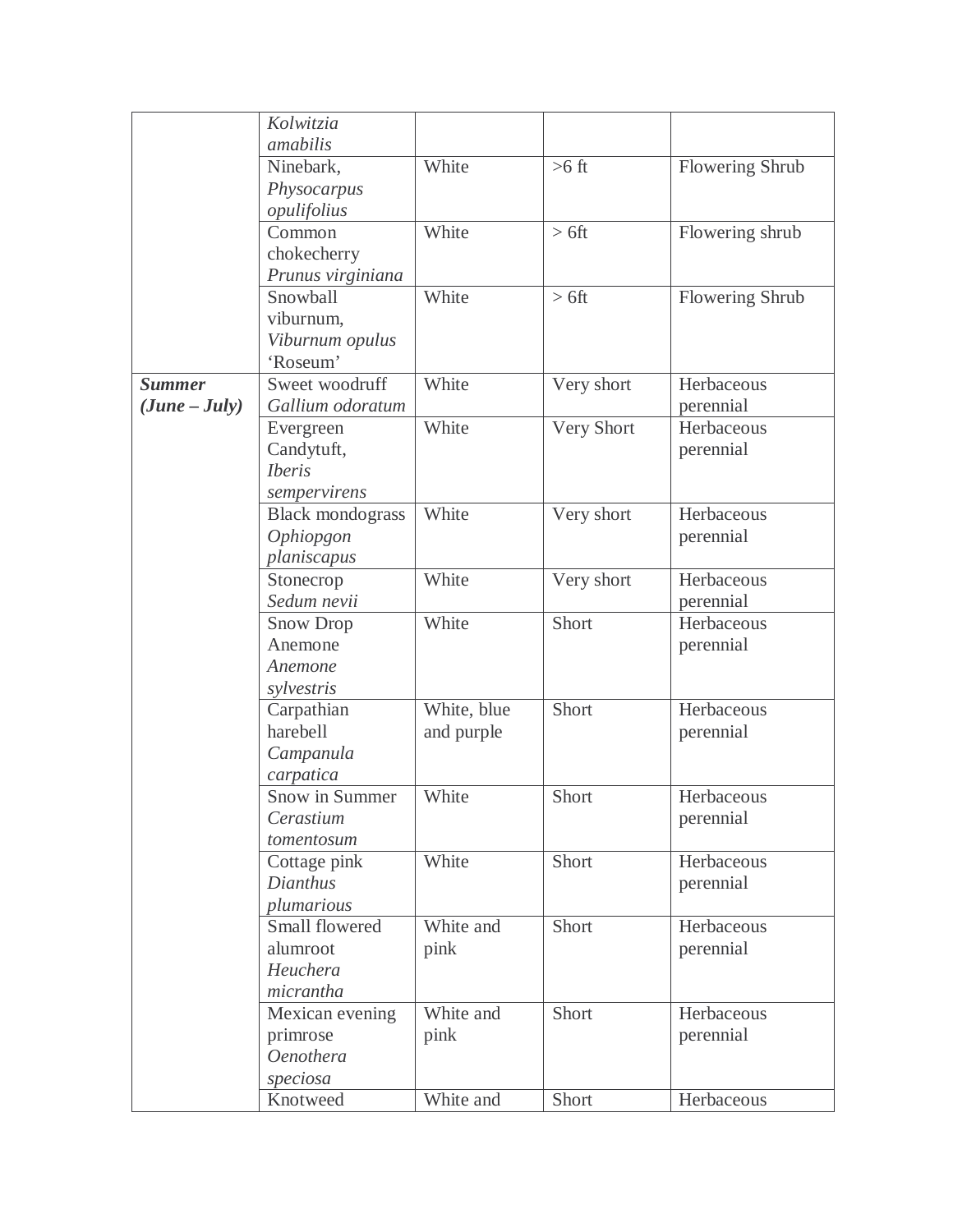| | | | | |
|---|---|---|---|---|
| | *Kolwitzia amabilis* | | | |
| | Ninebark, *Physocarpus opulifolius* | White | >6 ft | Flowering Shrub |
| | Common chokecherry *Prunus virginiana* | White | > 6ft | Flowering shrub |
| | Snowball viburnum, *Viburnum opulus* 'Roseum' | White | > 6ft | Flowering Shrub |
| ***Summer (June – July)*** | Sweet woodruff *Gallium odoratum* | White | Very short | Herbaceous perennial |
| | Evergreen Candytuft, *Iberis sempervirens* | White | Very Short | Herbaceous perennial |
| | Black mondograss *Ophiopgon planiscapus* | White | Very short | Herbaceous perennial |
| | Stonecrop *Sedum nevii* | White | Very short | Herbaceous perennial |
| | Snow Drop Anemone *Anemone sylvestris* | White | Short | Herbaceous perennial |
| | Carpathian harebell *Campanula carpatica* | White, blue and purple | Short | Herbaceous perennial |
| | Snow in Summer *Cerastium tomentosum* | White | Short | Herbaceous perennial |
| | Cottage pink *Dianthus plumarious* | White | Short | Herbaceous perennial |
| | Small flowered alumroot *Heuchera micrantha* | White and pink | Short | Herbaceous perennial |
| | Mexican evening primrose *Oenothera speciosa* | White and pink | Short | Herbaceous perennial |
| | Knotweed | White and | Short | Herbaceous |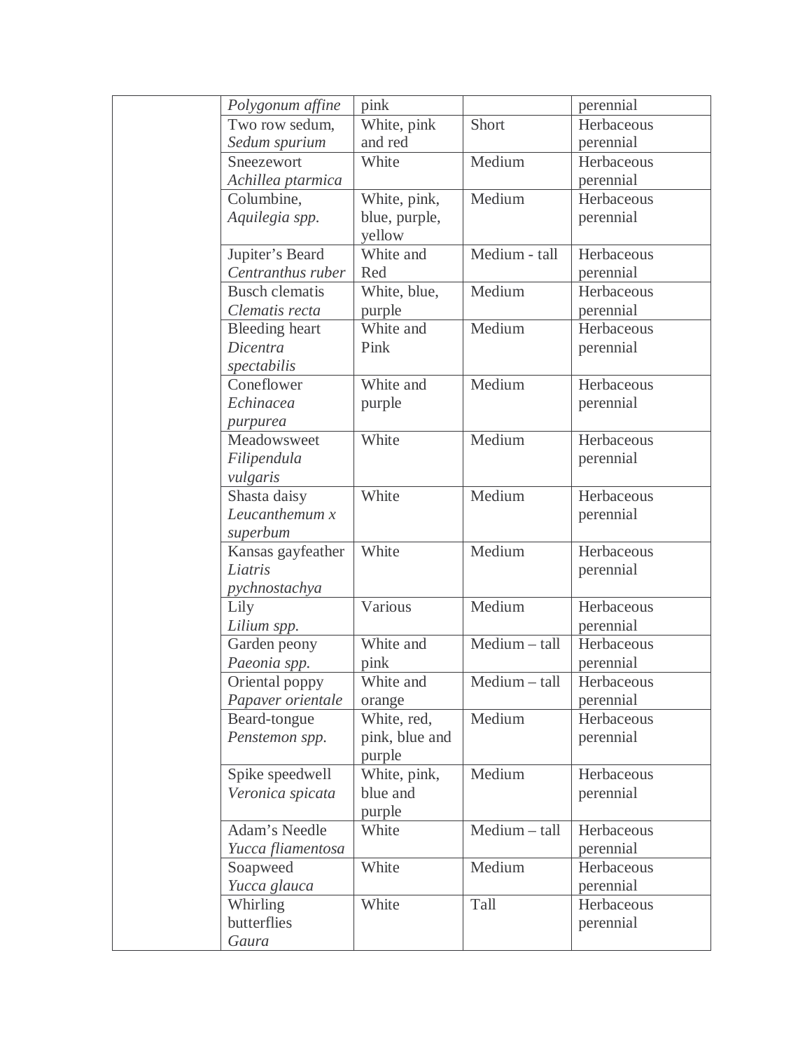| | | | | |
|---|---|---|---|---|
| | *Polygonum affine* | pink | | perennial |
| | Two row sedum, *Sedum spurium* | White, pink and red | Short | Herbaceous perennial |
| | Sneezewort *Achillea ptarmica* | White | Medium | Herbaceous perennial |
| | Columbine, *Aquilegia spp.* | White, pink, blue, purple, yellow | Medium | Herbaceous perennial |
| | Jupiter's Beard *Centranthus ruber* | White and Red | Medium - tall | Herbaceous perennial |
| | Busch clematis *Clematis recta* | White, blue, purple | Medium | Herbaceous perennial |
| | Bleeding heart *Dicentra spectabilis* | White and Pink | Medium | Herbaceous perennial |
| | Coneflower *Echinacea purpurea* | White and purple | Medium | Herbaceous perennial |
| | Meadowsweet *Filipendula vulgaris* | White | Medium | Herbaceous perennial |
| | Shasta daisy *Leucanthemum x superbum* | White | Medium | Herbaceous perennial |
| | Kansas gayfeather *Liatris pychnostachya* | White | Medium | Herbaceous perennial |
| | Lily *Lilium spp.* | Various | Medium | Herbaceous perennial |
| | Garden peony *Paeonia spp.* | White and pink | Medium – tall | Herbaceous perennial |
| | Oriental poppy *Papaver orientale* | White and orange | Medium – tall | Herbaceous perennial |
| | Beard-tongue *Penstemon spp.* | White, red, pink, blue and purple | Medium | Herbaceous perennial |
| | Spike speedwell *Veronica spicata* | White, pink, blue and purple | Medium | Herbaceous perennial |
| | Adam's Needle *Yucca fliamentosa* | White | Medium – tall | Herbaceous perennial |
| | Soapweed *Yucca glauca* | White | Medium | Herbaceous perennial |
| | Whirling butterflies *Gaura* | White | Tall | Herbaceous perennial |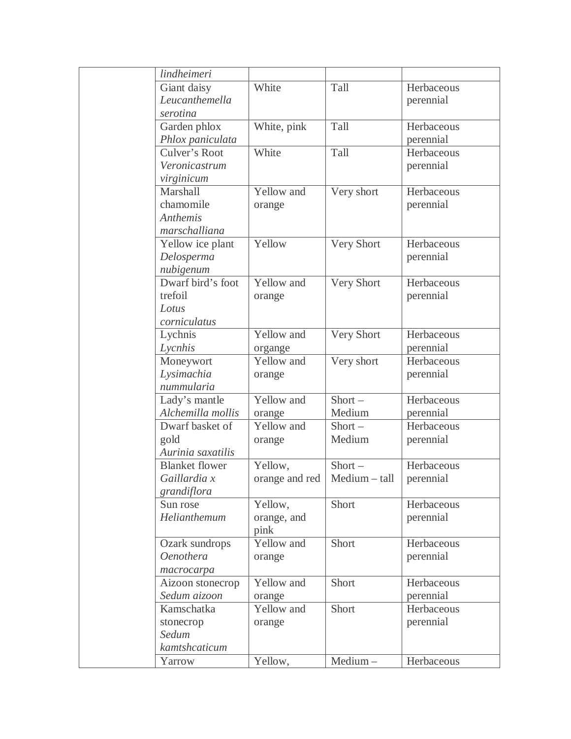| | | | | |
|---|---|---|---|---|
| | *lindheimeri* | | | |
| | Giant daisy *Leucanthemella serotina* | White | Tall | Herbaceous perennial |
| | Garden phlox *Phlox paniculata* | White, pink | Tall | Herbaceous perennial |
| | Culver's Root *Veronicastrum virginicum* | White | Tall | Herbaceous perennial |
| | Marshall chamomile *Anthemis marschalliana* | Yellow and orange | Very short | Herbaceous perennial |
| | Yellow ice plant *Delosperma nubigenum* | Yellow | Very Short | Herbaceous perennial |
| | Dwarf bird's foot trefoil *Lotus corniculatus* | Yellow and orange | Very Short | Herbaceous perennial |
| | Lychnis *Lycnhis* | Yellow and organge | Very Short | Herbaceous perennial |
| | Moneywort *Lysimachia nummularia* | Yellow and orange | Very short | Herbaceous perennial |
| | Lady's mantle *Alchemilla mollis* | Yellow and orange | Short – Medium | Herbaceous perennial |
| | Dwarf basket of gold *Aurinia saxatilis* | Yellow and orange | Short – Medium | Herbaceous perennial |
| | Blanket flower *Gaillardia x grandiflora* | Yellow, orange and red | Short – Medium – tall | Herbaceous perennial |
| | Sun rose *Helianthemum* | Yellow, orange, and pink | Short | Herbaceous perennial |
| | Ozark sundrops *Oenothera macrocarpa* | Yellow and orange | Short | Herbaceous perennial |
| | Aizoon stonecrop *Sedum aizoon* | Yellow and orange | Short | Herbaceous perennial |
| | Kamschatka stonecrop *Sedum kamtshcaticum* | Yellow and orange | Short | Herbaceous perennial |
| | Yarrow | Yellow, | Medium – | Herbaceous |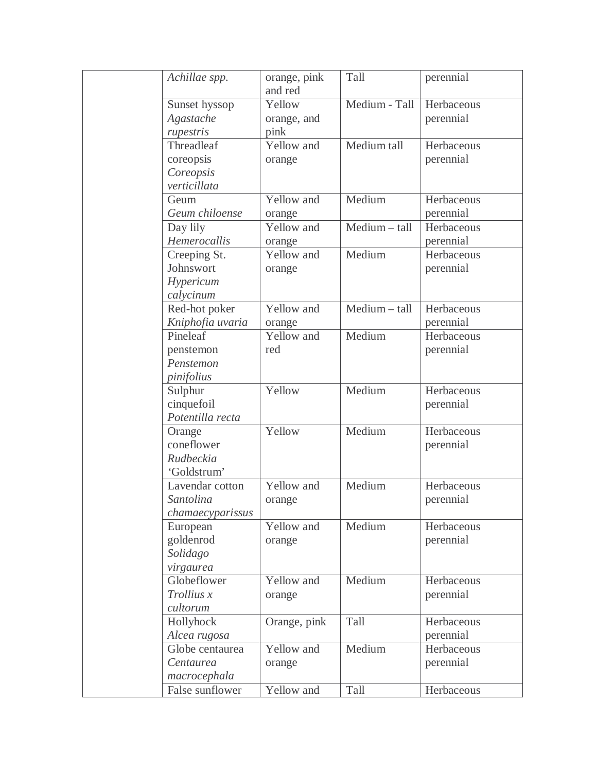| | | | | |
|---|---|---|---|---|
| | *Achillae spp.* | orange, pink and red | Tall | perennial |
| | Sunset hyssop *Agastache rupestris* | Yellow orange, and pink | Medium - Tall | Herbaceous perennial |
| | Threadleaf coreopsis *Coreopsis verticillata* | Yellow and orange | Medium tall | Herbaceous perennial |
| | Geum *Geum chiloense* | Yellow and orange | Medium | Herbaceous perennial |
| | Day lily *Hemerocallis* | Yellow and orange | Medium – tall | Herbaceous perennial |
| | Creeping St. Johnswort *Hypericum calycinum* | Yellow and orange | Medium | Herbaceous perennial |
| | Red-hot poker *Kniphofia uvaria* | Yellow and orange | Medium – tall | Herbaceous perennial |
| | Pineleaf penstemon *Penstemon pinifolius* | Yellow and red | Medium | Herbaceous perennial |
| | Sulphur cinquefoil *Potentilla recta* | Yellow | Medium | Herbaceous perennial |
| | Orange coneflower *Rudbeckia* 'Goldstrum' | Yellow | Medium | Herbaceous perennial |
| | Lavendar cotton *Santolina chamaecyparissus* | Yellow and orange | Medium | Herbaceous perennial |
| | European goldenrod *Solidago virgaurea* | Yellow and orange | Medium | Herbaceous perennial |
| | Globeflower *Trollius x cultorum* | Yellow and orange | Medium | Herbaceous perennial |
| | Hollyhock *Alcea rugosa* | Orange, pink | Tall | Herbaceous perennial |
| | Globe centaurea *Centaurea macrocephala* | Yellow and orange | Medium | Herbaceous perennial |
| | False sunflower | Yellow and | Tall | Herbaceous |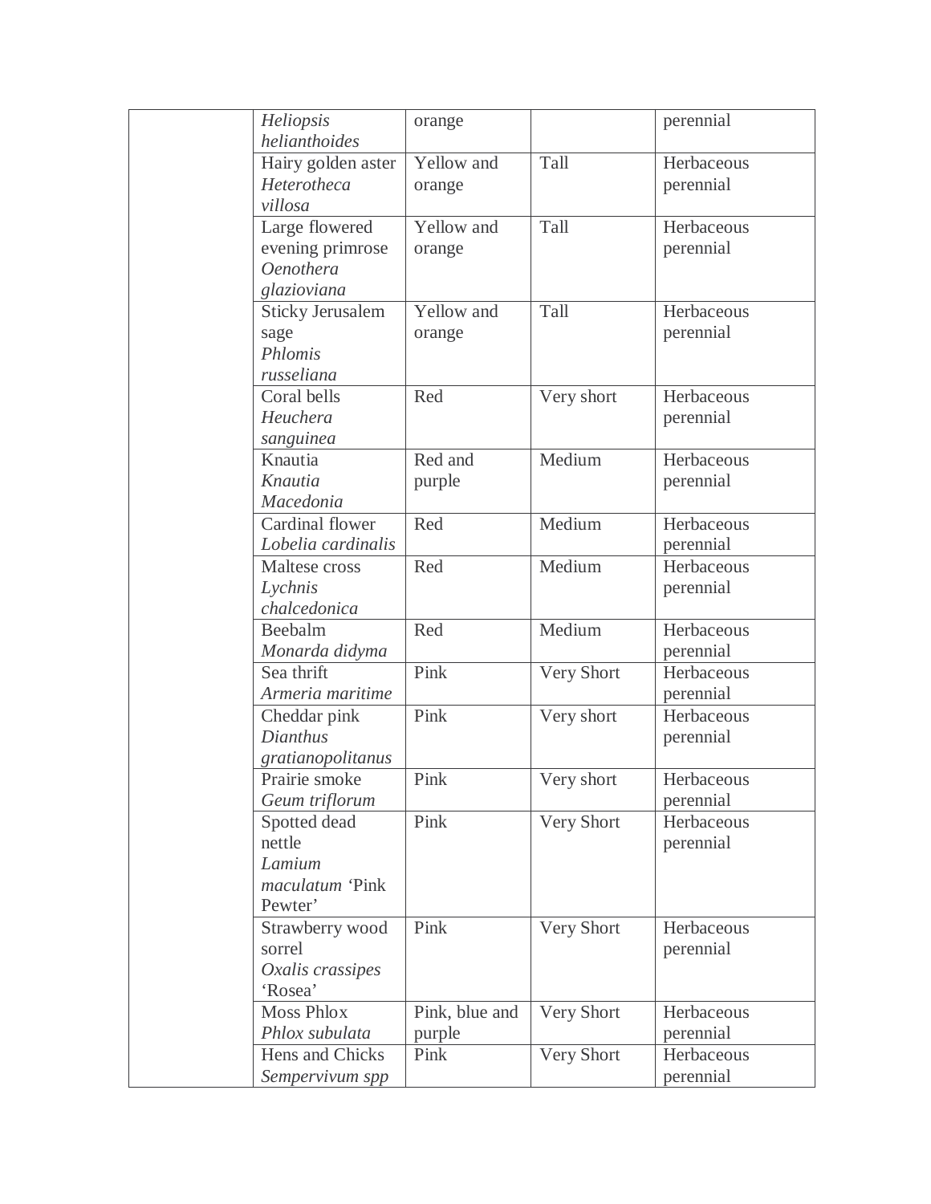| | | | | |
|---|---|---|---|---|
| | *Heliopsis helianthoides* | orange | | perennial |
| | Hairy golden aster *Heterotheca villosa* | Yellow and orange | Tall | Herbaceous perennial |
| | Large flowered evening primrose *Oenothera glazioviana* | Yellow and orange | Tall | Herbaceous perennial |
| | Sticky Jerusalem sage *Phlomis russeliana* | Yellow and orange | Tall | Herbaceous perennial |
| | Coral bells *Heuchera sanguinea* | Red | Very short | Herbaceous perennial |
| | Knautia *Knautia Macedonia* | Red and purple | Medium | Herbaceous perennial |
| | Cardinal flower *Lobelia cardinalis* | Red | Medium | Herbaceous perennial |
| | Maltese cross *Lychnis chalcedonica* | Red | Medium | Herbaceous perennial |
| | Beebalm *Monarda didyma* | Red | Medium | Herbaceous perennial |
| | Sea thrift *Armeria maritime* | Pink | Very Short | Herbaceous perennial |
| | Cheddar pink *Dianthus gratianopolitanus* | Pink | Very short | Herbaceous perennial |
| | Prairie smoke *Geum triflorum* | Pink | Very short | Herbaceous perennial |
| | Spotted dead nettle *Lamium maculatum* 'Pink Pewter' | Pink | Very Short | Herbaceous perennial |
| | Strawberry wood sorrel *Oxalis crassipes* 'Rosea' | Pink | Very Short | Herbaceous perennial |
| | Moss Phlox *Phlox subulata* | Pink, blue and purple | Very Short | Herbaceous perennial |
| | Hens and Chicks *Sempervivum spp* | Pink | Very Short | Herbaceous perennial |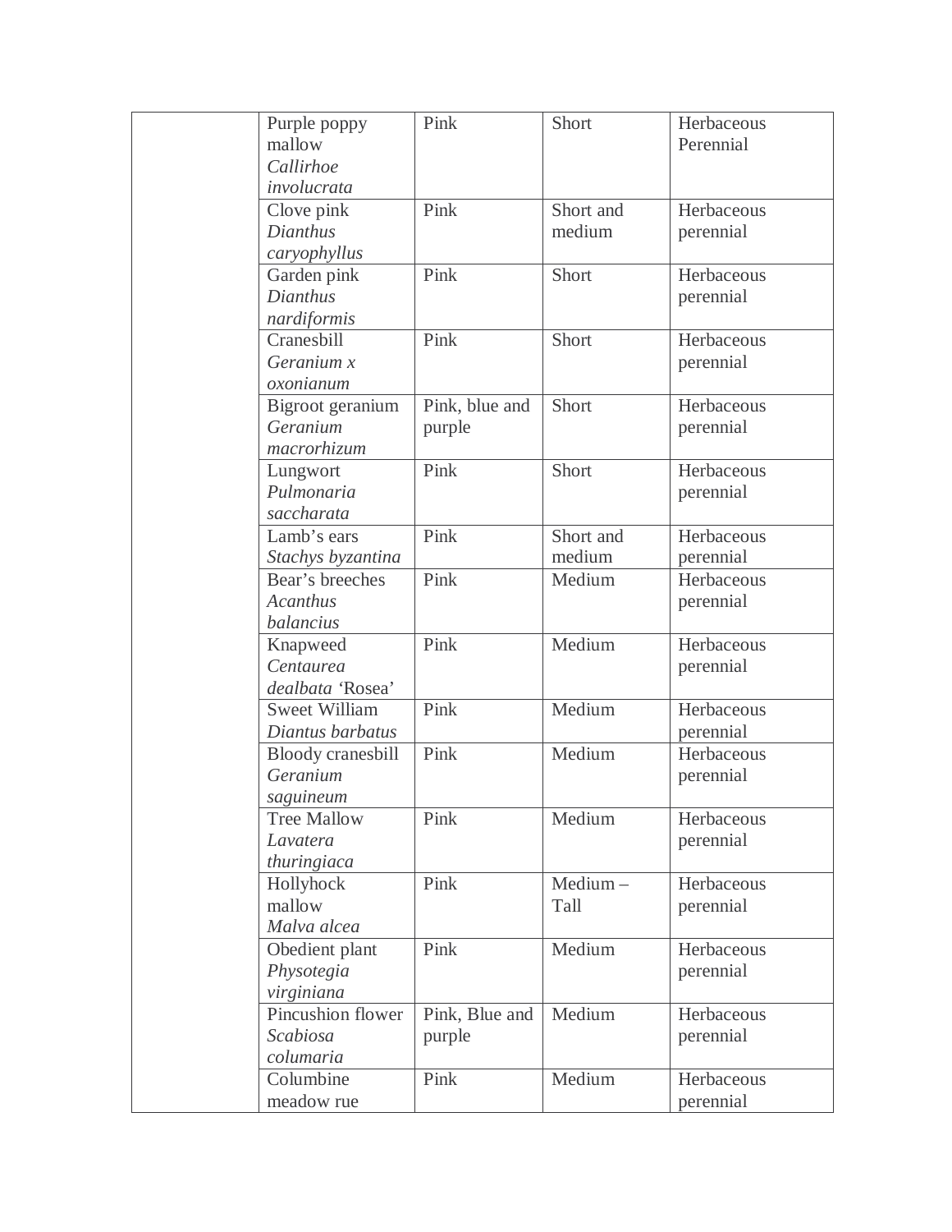| | | | | |
|---|---|---|---|---|
| | Purple poppy mallow *Callirhoe involucrata* | Pink | Short | Herbaceous Perennial |
| | Clove pink *Dianthus caryophyllus* | Pink | Short and medium | Herbaceous perennial |
| | Garden pink *Dianthus nardiformis* | Pink | Short | Herbaceous perennial |
| | Cranesbill *Geranium x oxonianum* | Pink | Short | Herbaceous perennial |
| | Bigroot geranium *Geranium macrorhizum* | Pink, blue and purple | Short | Herbaceous perennial |
| | Lungwort *Pulmonaria saccharata* | Pink | Short | Herbaceous perennial |
| | Lamb's ears *Stachys byzantina* | Pink | Short and medium | Herbaceous perennial |
| | Bear's breeches *Acanthus balancius* | Pink | Medium | Herbaceous perennial |
| | Knapweed *Centaurea dealbata* 'Rosea' | Pink | Medium | Herbaceous perennial |
| | Sweet William *Diantus barbatus* | Pink | Medium | Herbaceous perennial |
| | Bloody cranesbill *Geranium saguineum* | Pink | Medium | Herbaceous perennial |
| | Tree Mallow *Lavatera thuringiaca* | Pink | Medium | Herbaceous perennial |
| | Hollyhock mallow *Malva alcea* | Pink | Medium – Tall | Herbaceous perennial |
| | Obedient plant *Physotegia virginiana* | Pink | Medium | Herbaceous perennial |
| | Pincushion flower *Scabiosa columaria* | Pink, Blue and purple | Medium | Herbaceous perennial |
| | Columbine meadow rue | Pink | Medium | Herbaceous perennial |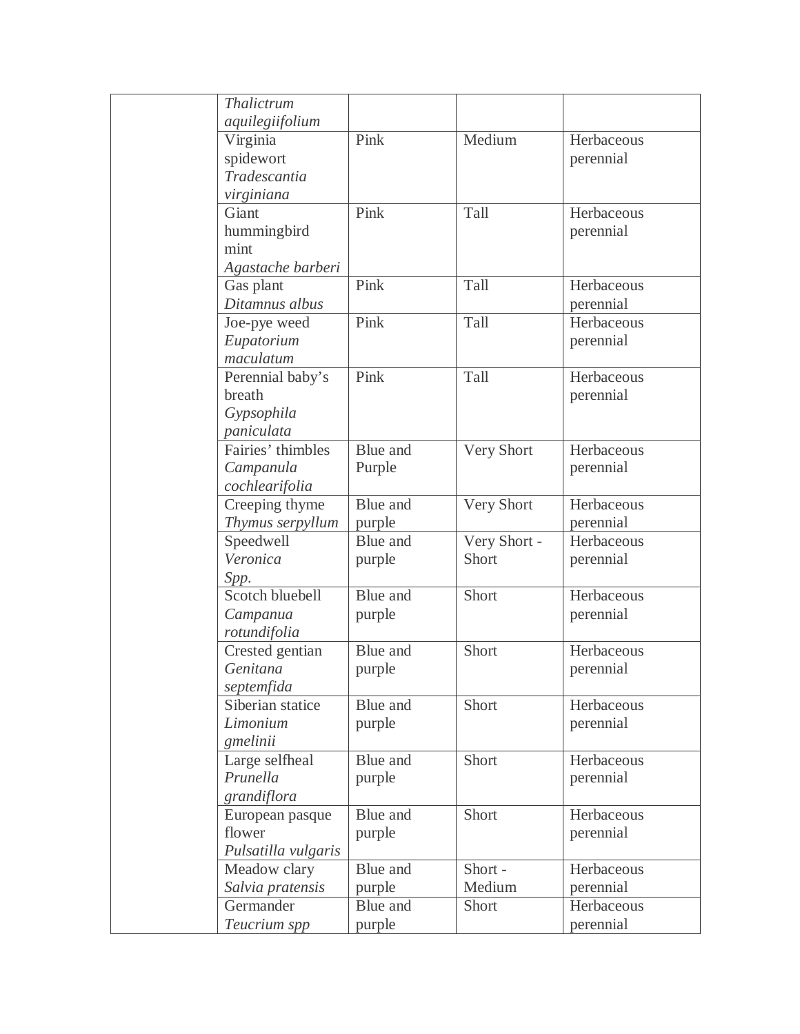| | | | | |
|---|---|---|---|---|
| | *Thalictrum aquilegiifolium* | | | |
| | Virginia spidewort *Tradescantia virginiana* | Pink | Medium | Herbaceous perennial |
| | Giant hummingbird mint *Agastache barberi* | Pink | Tall | Herbaceous perennial |
| | Gas plant *Ditamnus albus* | Pink | Tall | Herbaceous perennial |
| | Joe-pye weed *Eupatorium maculatum* | Pink | Tall | Herbaceous perennial |
| | Perennial baby's breath *Gypsophila paniculata* | Pink | Tall | Herbaceous perennial |
| | Fairies' thimbles *Campanula cochlearifolia* | Blue and Purple | Very Short | Herbaceous perennial |
| | Creeping thyme *Thymus serpyllum* | Blue and purple | Very Short | Herbaceous perennial |
| | Speedwell *Veronica Spp.* | Blue and purple | Very Short - Short | Herbaceous perennial |
| | Scotch bluebell *Campanua rotundifolia* | Blue and purple | Short | Herbaceous perennial |
| | Crested gentian *Genitana septemfida* | Blue and purple | Short | Herbaceous perennial |
| | Siberian statice *Limonium gmelinii* | Blue and purple | Short | Herbaceous perennial |
| | Large selfheal *Prunella grandiflora* | Blue and purple | Short | Herbaceous perennial |
| | European pasque flower *Pulsatilla vulgaris* | Blue and purple | Short | Herbaceous perennial |
| | Meadow clary *Salvia pratensis* | Blue and purple | Short - Medium | Herbaceous perennial |
| | Germander *Teucrium spp* | Blue and purple | Short | Herbaceous perennial |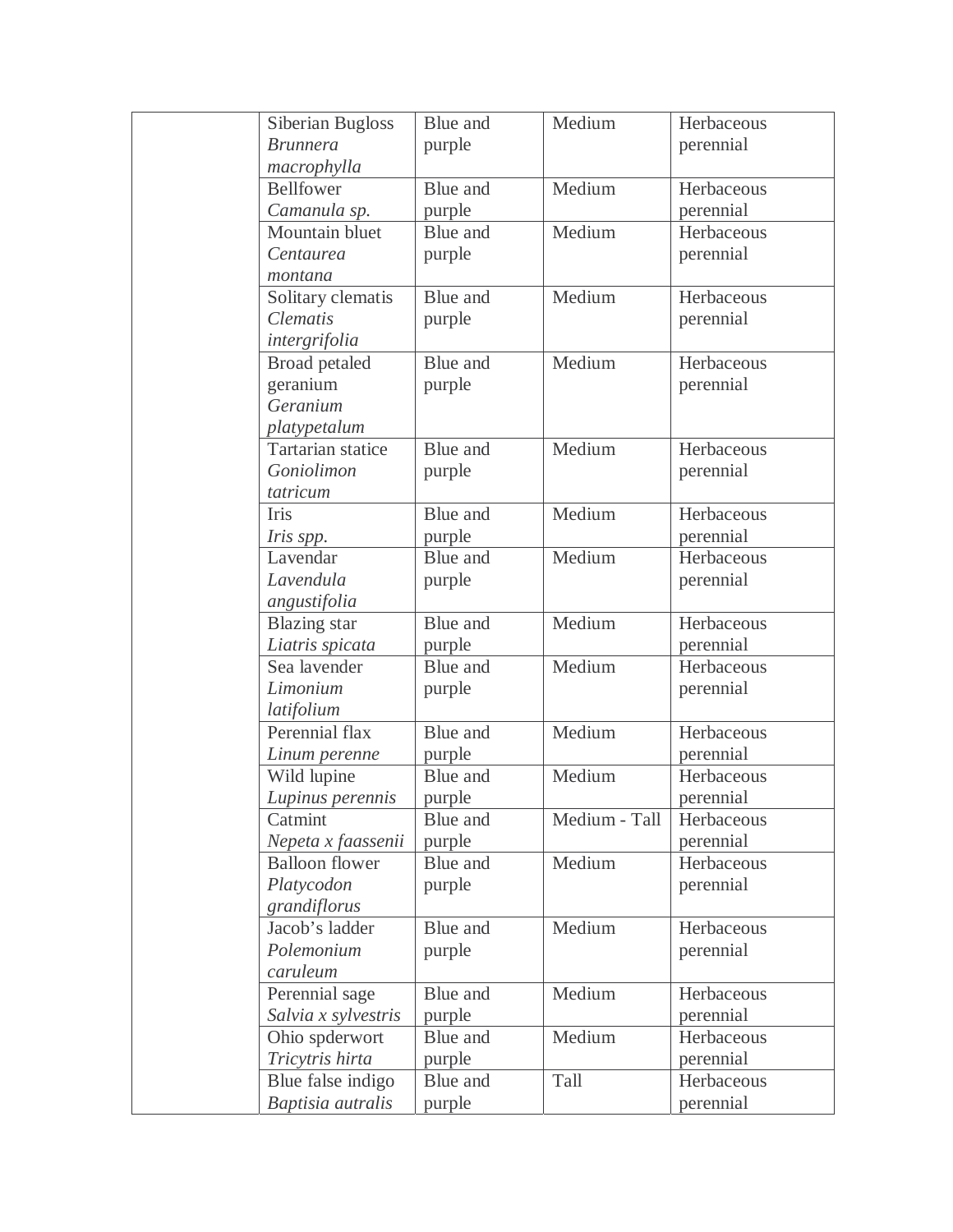| | | | | |
|---|---|---|---|---|
| | Siberian Bugloss *Brunnera macrophylla* | Blue and purple | Medium | Herbaceous perennial |
| | Bellfower *Camanula sp.* | Blue and purple | Medium | Herbaceous perennial |
| | Mountain bluet *Centaurea montana* | Blue and purple | Medium | Herbaceous perennial |
| | Solitary clematis *Clematis intergrifolia* | Blue and purple | Medium | Herbaceous perennial |
| | Broad petaled geranium *Geranium platypetalum* | Blue and purple | Medium | Herbaceous perennial |
| | Tartarian statice *Goniolimon tatricum* | Blue and purple | Medium | Herbaceous perennial |
| | Iris *Iris spp.* | Blue and purple | Medium | Herbaceous perennial |
| | Lavendar *Lavendula angustifolia* | Blue and purple | Medium | Herbaceous perennial |
| | Blazing star *Liatris spicata* | Blue and purple | Medium | Herbaceous perennial |
| | Sea lavender *Limonium latifolium* | Blue and purple | Medium | Herbaceous perennial |
| | Perennial flax *Linum perenne* | Blue and purple | Medium | Herbaceous perennial |
| | Wild lupine *Lupinus perennis* | Blue and purple | Medium | Herbaceous perennial |
| | Catmint *Nepeta x faassenii* | Blue and purple | Medium - Tall | Herbaceous perennial |
| | Balloon flower *Platycodon grandiflorus* | Blue and purple | Medium | Herbaceous perennial |
| | Jacob's ladder *Polemonium caruleum* | Blue and purple | Medium | Herbaceous perennial |
| | Perennial sage *Salvia x sylvestris* | Blue and purple | Medium | Herbaceous perennial |
| | Ohio spderwort *Tricytris hirta* | Blue and purple | Medium | Herbaceous perennial |
| | Blue false indigo *Baptisia autralis* | Blue and purple | Tall | Herbaceous perennial |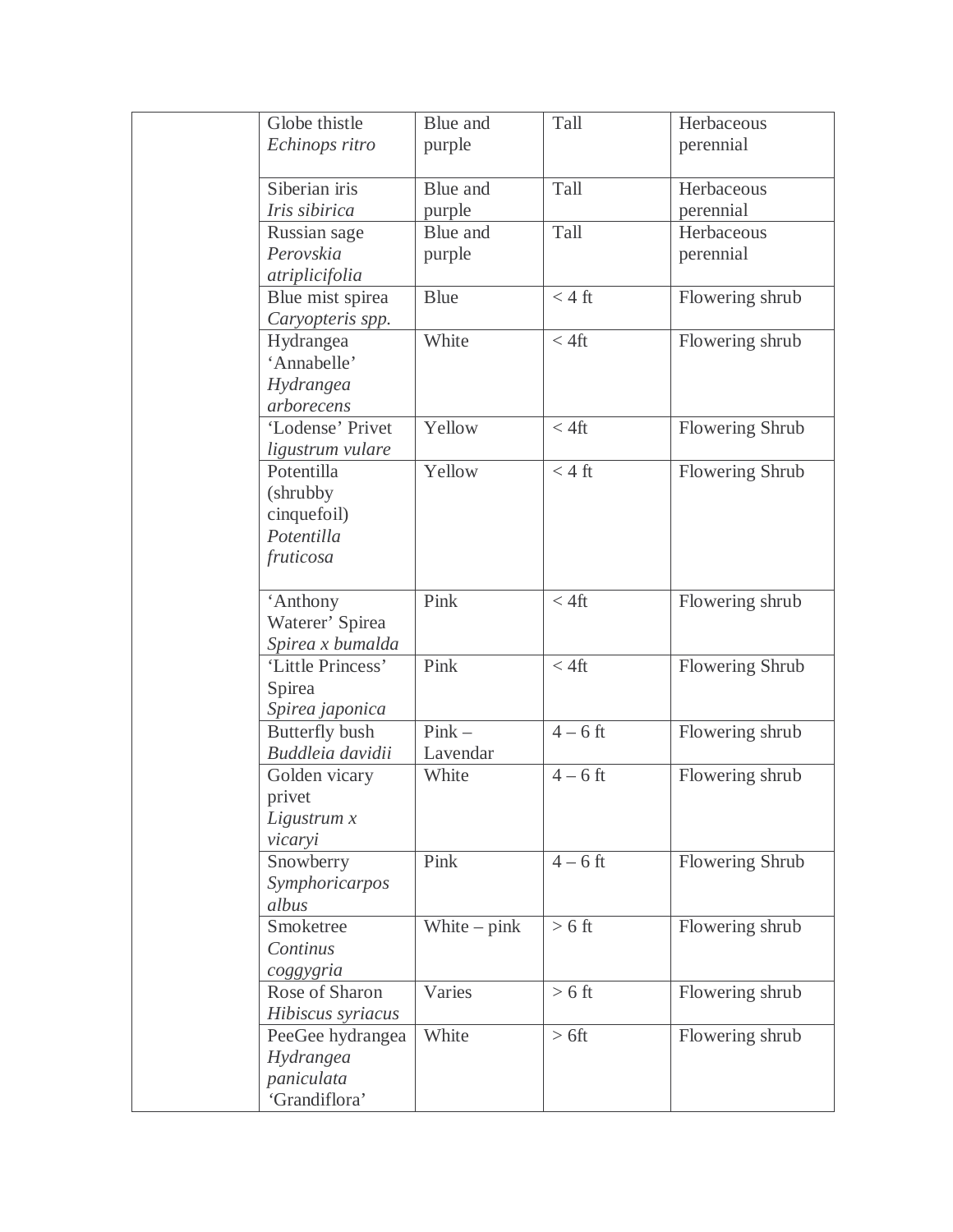|  |  |  |  |  |
|---|---|---|---|---|
|  | Globe thistle *Echinops ritro* | Blue and purple | Tall | Herbaceous perennial |
|  | Siberian iris *Iris sibirica* | Blue and purple | Tall | Herbaceous perennial |
|  | Russian sage *Perovskia atriplicifolia* | Blue and purple | Tall | Herbaceous perennial |
|  | Blue mist spirea *Caryopteris spp.* | Blue | < 4 ft | Flowering shrub |
|  | Hydrangea 'Annabelle' *Hydrangea arborecens* | White | < 4ft | Flowering shrub |
|  | 'Lodense' Privet *ligustrum vulare* | Yellow | < 4ft | Flowering Shrub |
|  | Potentilla (shrubby cinquefoil) *Potentilla fruticosa* | Yellow | < 4 ft | Flowering Shrub |
|  | 'Anthony Waterer' Spirea *Spirea x bumalda* | Pink | < 4ft | Flowering shrub |
|  | 'Little Princess' Spirea *Spirea japonica* | Pink | < 4ft | Flowering Shrub |
|  | Butterfly bush *Buddleia davidii* | Pink – Lavendar | 4 – 6 ft | Flowering shrub |
|  | Golden vicary privet *Ligustrum x vicaryi* | White | 4 – 6 ft | Flowering shrub |
|  | Snowberry *Symphoricarpos albus* | Pink | 4 – 6 ft | Flowering Shrub |
|  | Smoketree *Continus coggygria* | White – pink | > 6 ft | Flowering shrub |
|  | Rose of Sharon *Hibiscus syriacus* | Varies | > 6 ft | Flowering shrub |
|  | PeeGee hydrangea *Hydrangea paniculata* 'Grandiflora' | White | > 6ft | Flowering shrub |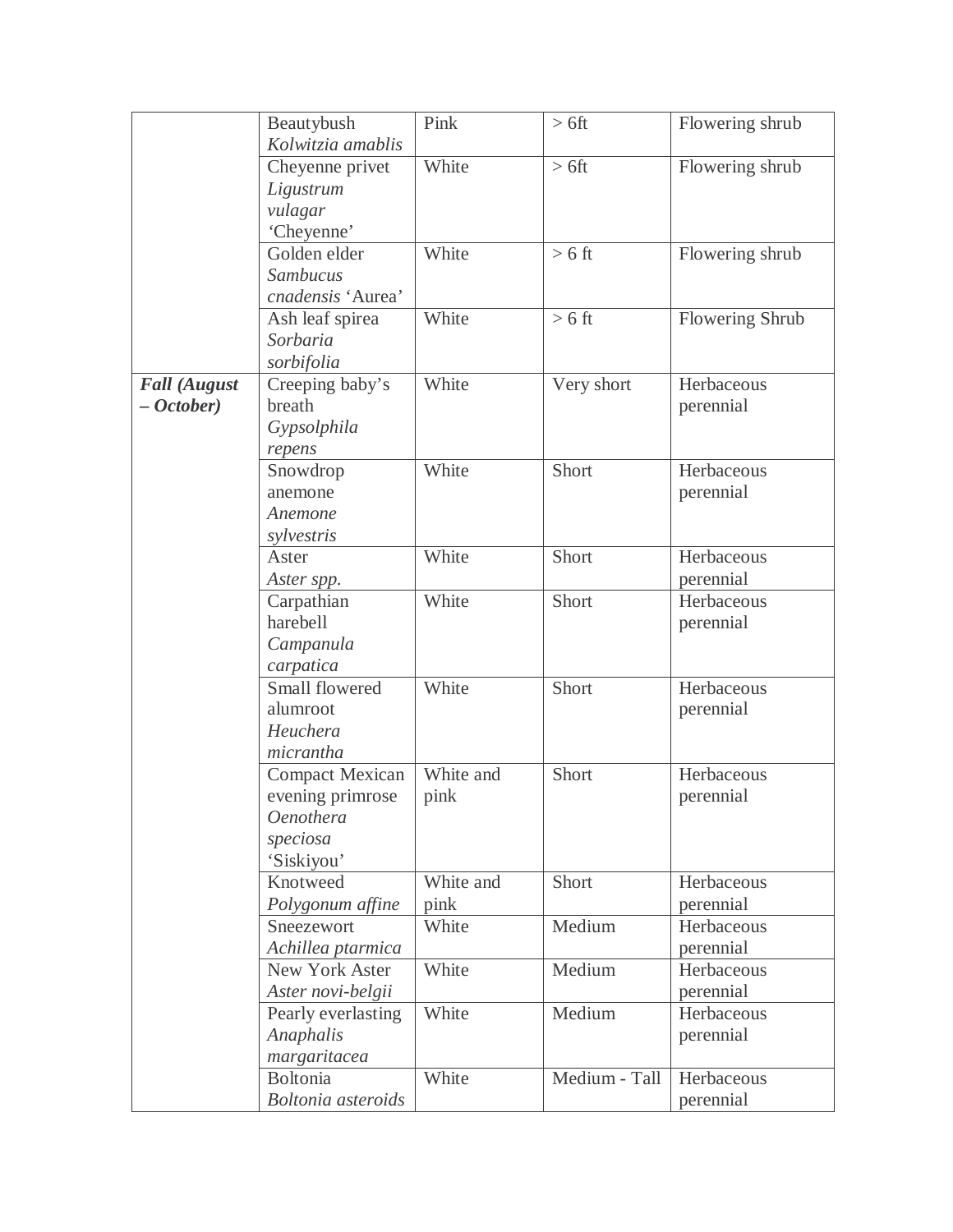| | | | | |
|---|---|---|---|---|
| | Beautybush *Kolwitzia amablis* | Pink | > 6ft | Flowering shrub |
| | Cheyenne privet *Ligustrum vulagar* 'Cheyenne' | White | > 6ft | Flowering shrub |
| | Golden elder *Sambucus cnadensis* 'Aurea' | White | > 6 ft | Flowering shrub |
| | Ash leaf spirea *Sorbaria sorbifolia* | White | > 6 ft | Flowering Shrub |
| ***Fall (August – October)*** | Creeping baby's breath *Gypsolphila repens* | White | Very short | Herbaceous perennial |
| | Snowdrop anemone *Anemone sylvestris* | White | Short | Herbaceous perennial |
| | Aster *Aster spp.* | White | Short | Herbaceous perennial |
| | Carpathian harebell *Campanula carpatica* | White | Short | Herbaceous perennial |
| | Small flowered alumroot *Heuchera micrantha* | White | Short | Herbaceous perennial |
| | Compact Mexican evening primrose *Oenothera speciosa* 'Siskiyou' | White and pink | Short | Herbaceous perennial |
| | Knotweed *Polygonum affine* | White and pink | Short | Herbaceous perennial |
| | Sneezewort *Achillea ptarmica* | White | Medium | Herbaceous perennial |
| | New York Aster *Aster novi-belgii* | White | Medium | Herbaceous perennial |
| | Pearly everlasting *Anaphalis margaritacea* | White | Medium | Herbaceous perennial |
| | Boltonia *Boltonia asteroids* | White | Medium - Tall | Herbaceous perennial |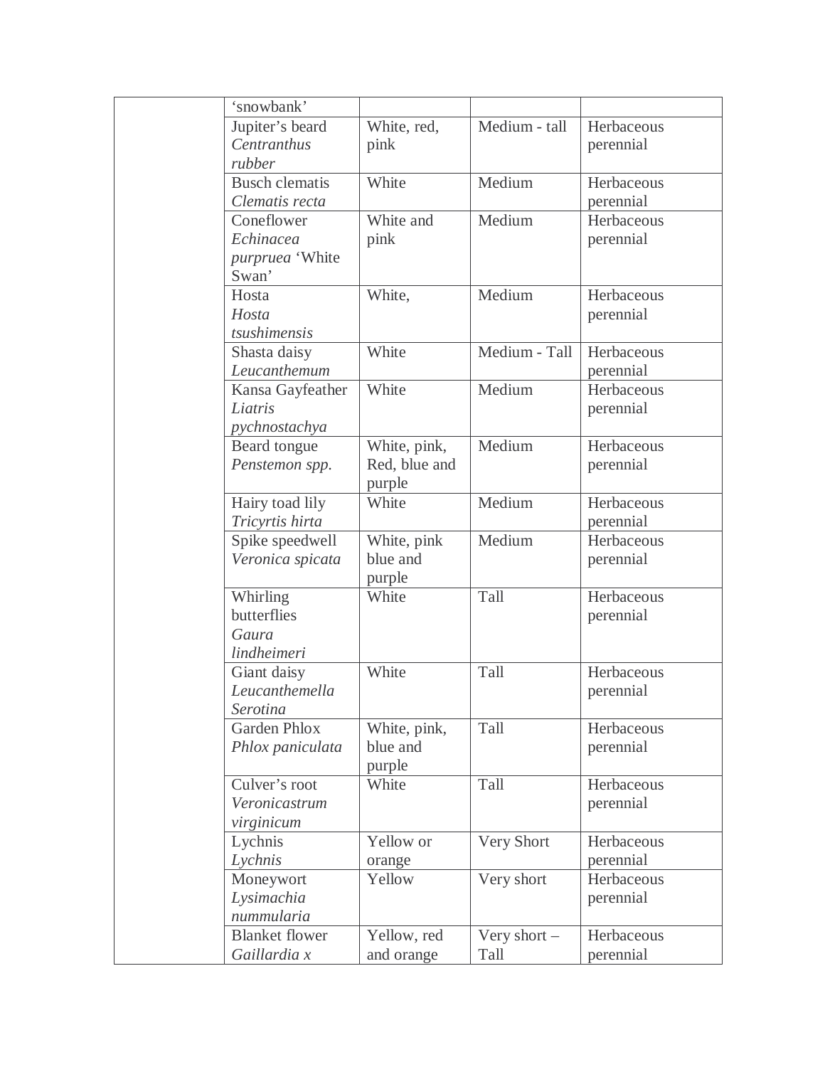| | | | | |
|---|---|---|---|---|
| | 'snowbank' | | | |
| | Jupiter's beard *Centranthus rubber* | White, red, pink | Medium - tall | Herbaceous perennial |
| | Busch clematis *Clematis recta* | White | Medium | Herbaceous perennial |
| | Coneflower *Echinacea purpruea* 'White Swan' | White and pink | Medium | Herbaceous perennial |
| | Hosta *Hosta tsushimensis* | White, | Medium | Herbaceous perennial |
| | Shasta daisy *Leucanthemum* | White | Medium - Tall | Herbaceous perennial |
| | Kansa Gayfeather *Liatris pychnostachya* | White | Medium | Herbaceous perennial |
| | Beard tongue *Penstemon spp.* | White, pink, Red, blue and purple | Medium | Herbaceous perennial |
| | Hairy toad lily *Tricyrtis hirta* | White | Medium | Herbaceous perennial |
| | Spike speedwell *Veronica spicata* | White, pink blue and purple | Medium | Herbaceous perennial |
| | Whirling butterflies *Gaura lindheimeri* | White | Tall | Herbaceous perennial |
| | Giant daisy *Leucanthemella Serotina* | White | Tall | Herbaceous perennial |
| | Garden Phlox *Phlox paniculata* | White, pink, blue and purple | Tall | Herbaceous perennial |
| | Culver's root *Veronicastrum virginicum* | White | Tall | Herbaceous perennial |
| | Lychnis *Lychnis* | Yellow or orange | Very Short | Herbaceous perennial |
| | Moneywort *Lysimachia nummularia* | Yellow | Very short | Herbaceous perennial |
| | Blanket flower *Gaillardia x* | Yellow, red and orange | Very short – Tall | Herbaceous perennial |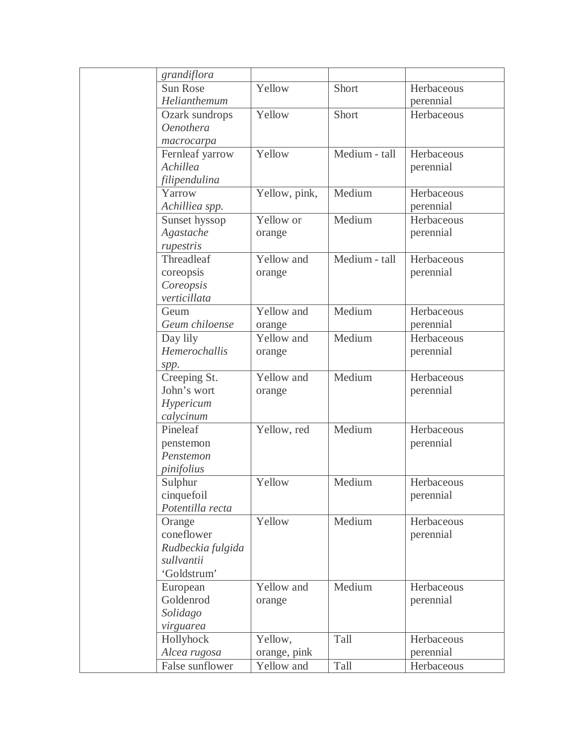| | | | | |
|---|---|---|---|---|
| | *grandiflora* | | | |
| | Sun Rose *Helianthemum* | Yellow | Short | Herbaceous perennial |
| | Ozark sundrops *Oenothera macrocarpa* | Yellow | Short | Herbaceous |
| | Fernleaf yarrow *Achillea filipendulina* | Yellow | Medium - tall | Herbaceous perennial |
| | Yarrow *Achilliea spp.* | Yellow, pink, | Medium | Herbaceous perennial |
| | Sunset hyssop *Agastache rupestris* | Yellow or orange | Medium | Herbaceous perennial |
| | Threadleaf coreopsis *Coreopsis verticillata* | Yellow and orange | Medium - tall | Herbaceous perennial |
| | Geum *Geum chiloense* | Yellow and orange | Medium | Herbaceous perennial |
| | Day lily *Hemerochallis spp.* | Yellow and orange | Medium | Herbaceous perennial |
| | Creeping St. John's wort *Hypericum calycinum* | Yellow and orange | Medium | Herbaceous perennial |
| | Pineleaf penstemon *Penstemon pinifolius* | Yellow, red | Medium | Herbaceous perennial |
| | Sulphur cinquefoil *Potentilla recta* | Yellow | Medium | Herbaceous perennial |
| | Orange coneflower *Rudbeckia fulgida sullvantii* 'Goldstrum' | Yellow | Medium | Herbaceous perennial |
| | European Goldenrod *Solidago virguarea* | Yellow and orange | Medium | Herbaceous perennial |
| | Hollyhock *Alcea rugosa* | Yellow, orange, pink | Tall | Herbaceous perennial |
| | False sunflower | Yellow and | Tall | Herbaceous |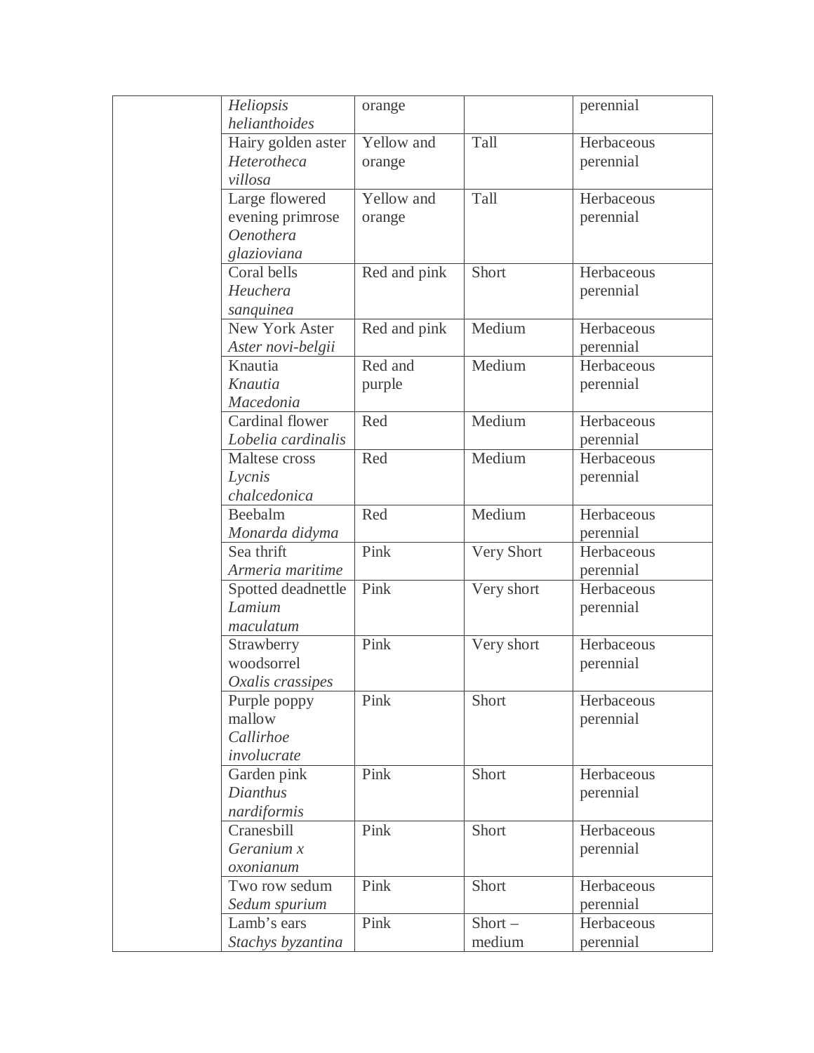| | | | | |
|---|---|---|---|---|
| | *Heliopsis helianthoides* | orange | | perennial |
| | Hairy golden aster *Heterotheca villosa* | Yellow and orange | Tall | Herbaceous perennial |
| | Large flowered evening primrose *Oenothera glazioviana* | Yellow and orange | Tall | Herbaceous perennial |
| | Coral bells *Heuchera sanquinea* | Red and pink | Short | Herbaceous perennial |
| | New York Aster *Aster novi-belgii* | Red and pink | Medium | Herbaceous perennial |
| | Knautia *Knautia Macedonia* | Red and purple | Medium | Herbaceous perennial |
| | Cardinal flower *Lobelia cardinalis* | Red | Medium | Herbaceous perennial |
| | Maltese cross *Lycnis chalcedonica* | Red | Medium | Herbaceous perennial |
| | Beebalm *Monarda didyma* | Red | Medium | Herbaceous perennial |
| | Sea thrift *Armeria maritime* | Pink | Very Short | Herbaceous perennial |
| | Spotted deadnettle *Lamium maculatum* | Pink | Very short | Herbaceous perennial |
| | Strawberry woodsorrel *Oxalis crassipes* | Pink | Very short | Herbaceous perennial |
| | Purple poppy mallow *Callirhoe involucrate* | Pink | Short | Herbaceous perennial |
| | Garden pink *Dianthus nardiformis* | Pink | Short | Herbaceous perennial |
| | Cranesbill *Geranium x oxonianum* | Pink | Short | Herbaceous perennial |
| | Two row sedum *Sedum spurium* | Pink | Short | Herbaceous perennial |
| | Lamb's ears *Stachys byzantina* | Pink | Short – medium | Herbaceous perennial |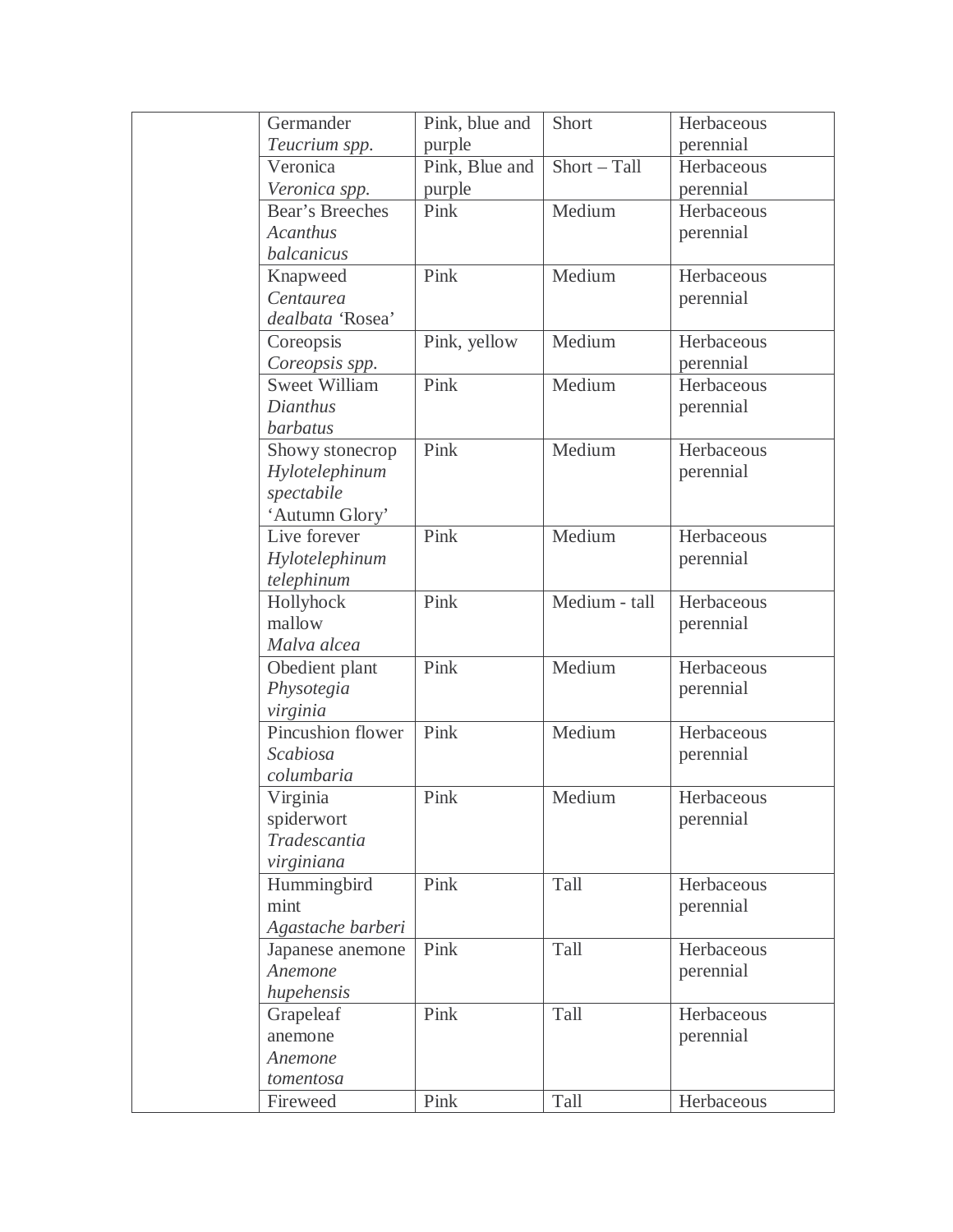| | | | | |
|---|---|---|---|---|
| | Germander *Teucrium spp.* | Pink, blue and purple | Short | Herbaceous perennial |
| | Veronica *Veronica spp.* | Pink, Blue and purple | Short – Tall | Herbaceous perennial |
| | Bear's Breeches *Acanthus balcanicus* | Pink | Medium | Herbaceous perennial |
| | Knapweed *Centaurea dealbata* 'Rosea' | Pink | Medium | Herbaceous perennial |
| | Coreopsis *Coreopsis spp.* | Pink, yellow | Medium | Herbaceous perennial |
| | Sweet William *Dianthus barbatus* | Pink | Medium | Herbaceous perennial |
| | Showy stonecrop *Hylotelephinum spectabile* 'Autumn Glory' | Pink | Medium | Herbaceous perennial |
| | Live forever *Hylotelephinum telephinum* | Pink | Medium | Herbaceous perennial |
| | Hollyhock mallow *Malva alcea* | Pink | Medium - tall | Herbaceous perennial |
| | Obedient plant *Physotegia virginia* | Pink | Medium | Herbaceous perennial |
| | Pincushion flower *Scabiosa columbaria* | Pink | Medium | Herbaceous perennial |
| | Virginia spiderwort *Tradescantia virginiana* | Pink | Medium | Herbaceous perennial |
| | Hummingbird mint *Agastache barberi* | Pink | Tall | Herbaceous perennial |
| | Japanese anemone *Anemone hupehensis* | Pink | Tall | Herbaceous perennial |
| | Grapeleaf anemone *Anemone tomentosa* | Pink | Tall | Herbaceous perennial |
| | Fireweed | Pink | Tall | Herbaceous |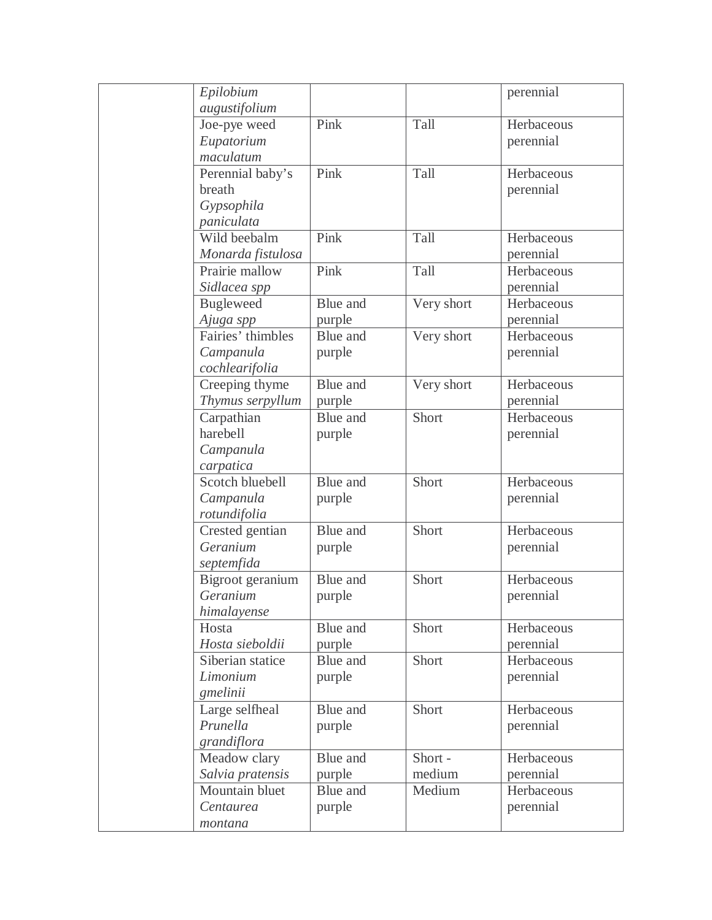| | | | | |
|---|---|---|---|---|
| | *Epilobium augustifolium* | | | perennial |
| | Joe-pye weed *Eupatorium maculatum* | Pink | Tall | Herbaceous perennial |
| | Perennial baby's breath *Gypsophila paniculata* | Pink | Tall | Herbaceous perennial |
| | Wild beebalm *Monarda fistulosa* | Pink | Tall | Herbaceous perennial |
| | Prairie mallow *Sidlacea spp* | Pink | Tall | Herbaceous perennial |
| | Bugleweed *Ajuga spp* | Blue and purple | Very short | Herbaceous perennial |
| | Fairies' thimbles *Campanula cochlearifolia* | Blue and purple | Very short | Herbaceous perennial |
| | Creeping thyme *Thymus serpyllum* | Blue and purple | Very short | Herbaceous perennial |
| | Carpathian harebell *Campanula carpatica* | Blue and purple | Short | Herbaceous perennial |
| | Scotch bluebell *Campanula rotundifolia* | Blue and purple | Short | Herbaceous perennial |
| | Crested gentian *Geranium septemfida* | Blue and purple | Short | Herbaceous perennial |
| | Bigroot geranium *Geranium himalayense* | Blue and purple | Short | Herbaceous perennial |
| | Hosta *Hosta sieboldii* | Blue and purple | Short | Herbaceous perennial |
| | Siberian statice *Limonium gmelinii* | Blue and purple | Short | Herbaceous perennial |
| | Large selfheal *Prunella grandiflora* | Blue and purple | Short | Herbaceous perennial |
| | Meadow clary *Salvia pratensis* | Blue and purple | Short - medium | Herbaceous perennial |
| | Mountain bluet *Centaurea montana* | Blue and purple | Medium | Herbaceous perennial |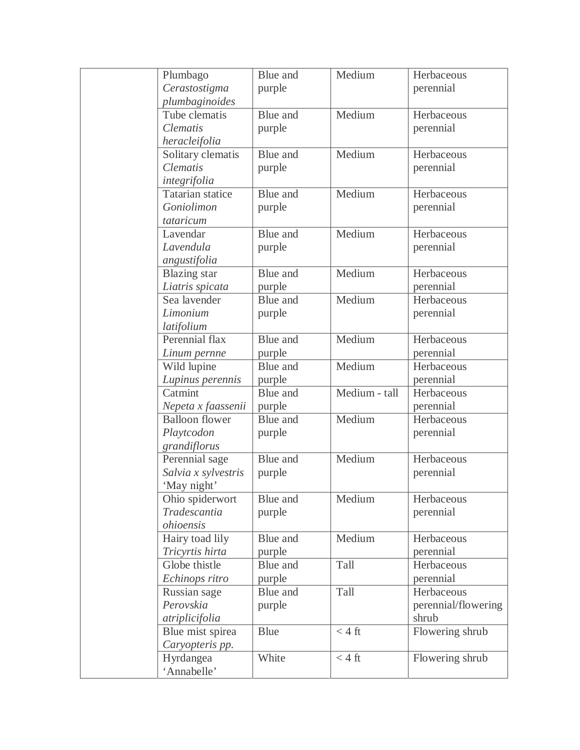| | | | | |
|---|---|---|---|---|
| | Plumbago *Cerastostigma plumbaginoides* | Blue and purple | Medium | Herbaceous perennial |
| | Tube clematis *Clematis heracleifolia* | Blue and purple | Medium | Herbaceous perennial |
| | Solitary clematis *Clematis integrifolia* | Blue and purple | Medium | Herbaceous perennial |
| | Tatarian statice *Goniolimon tataricum* | Blue and purple | Medium | Herbaceous perennial |
| | Lavendar *Lavendula angustifolia* | Blue and purple | Medium | Herbaceous perennial |
| | Blazing star *Liatris spicata* | Blue and purple | Medium | Herbaceous perennial |
| | Sea lavender *Limonium latifolium* | Blue and purple | Medium | Herbaceous perennial |
| | Perennial flax *Linum pernne* | Blue and purple | Medium | Herbaceous perennial |
| | Wild lupine *Lupinus perennis* | Blue and purple | Medium | Herbaceous perennial |
| | Catmint *Nepeta x faassenii* | Blue and purple | Medium - tall | Herbaceous perennial |
| | Balloon flower *Playtcodon grandiflorus* | Blue and purple | Medium | Herbaceous perennial |
| | Perennial sage *Salvia x sylvestris* 'May night' | Blue and purple | Medium | Herbaceous perennial |
| | Ohio spiderwort *Tradescantia ohioensis* | Blue and purple | Medium | Herbaceous perennial |
| | Hairy toad lily *Tricyrtis hirta* | Blue and purple | Medium | Herbaceous perennial |
| | Globe thistle *Echinops ritro* | Blue and purple | Tall | Herbaceous perennial |
| | Russian sage *Perovskia atriplicifolia* | Blue and purple | Tall | Herbaceous perennial/flowering shrub |
| | Blue mist spirea *Caryopteris pp.* | Blue | < 4 ft | Flowering shrub |
| | Hyrdangea 'Annabelle' | White | < 4 ft | Flowering shrub |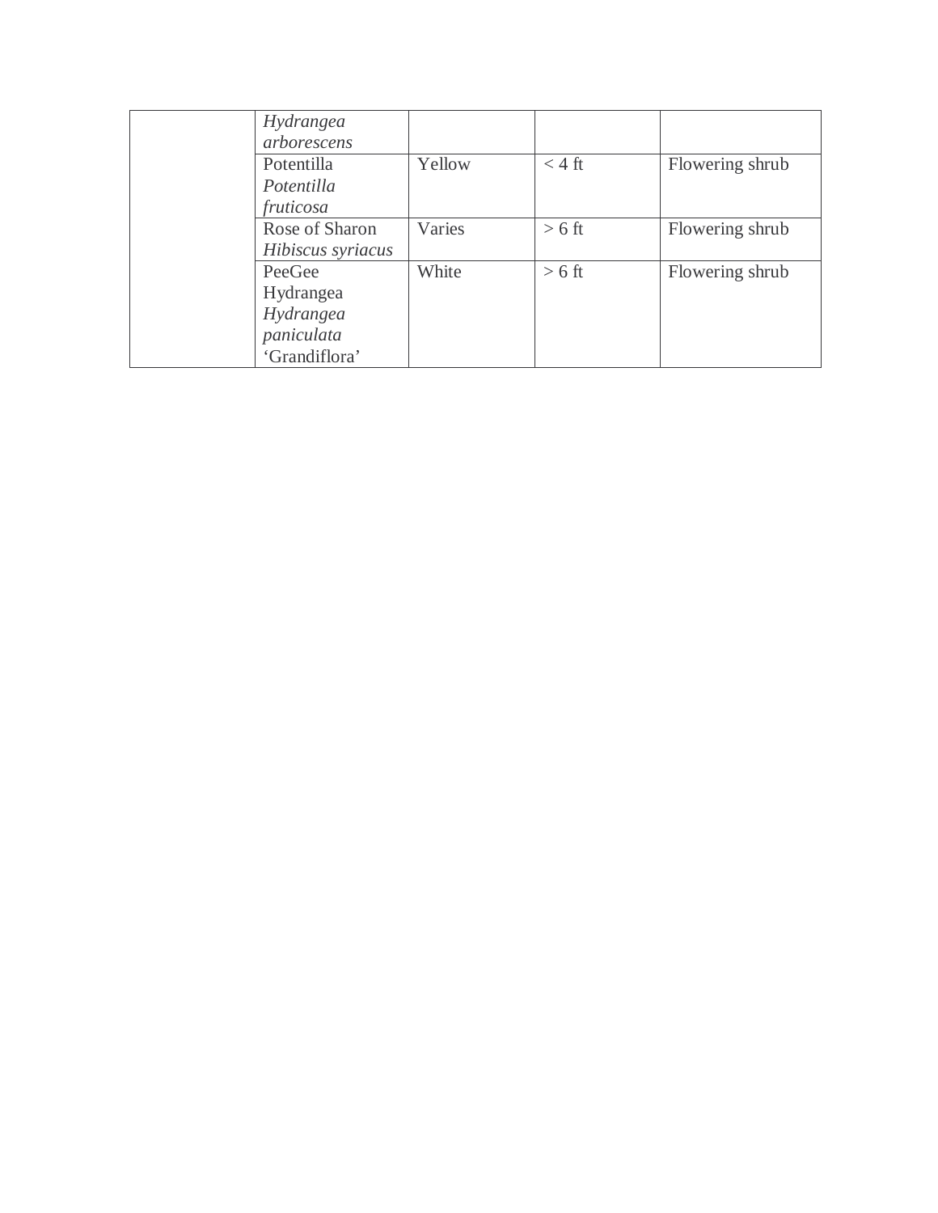| | | | | |
|---|---|---|---|---|
| | *Hydrangea arborescens* | | | |
| | Potentilla *Potentilla fruticosa* | Yellow | < 4 ft | Flowering shrub |
| | Rose of Sharon *Hibiscus syriacus* | Varies | > 6 ft | Flowering shrub |
| | PeeGee Hydrangea *Hydrangea paniculata* 'Grandiflora' | White | > 6 ft | Flowering shrub |